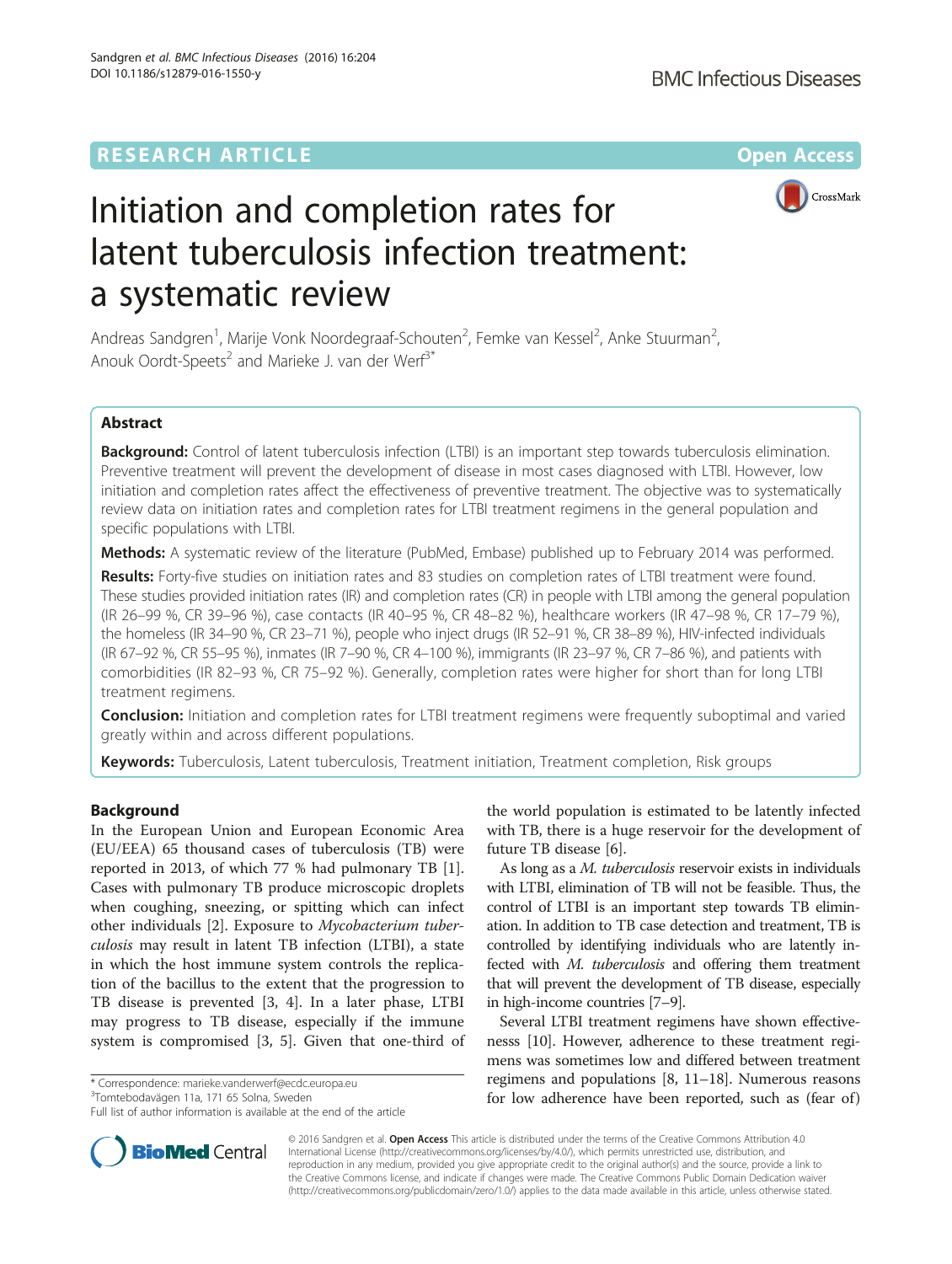RESEARCH ARTICLE

Open Access

# Initiation and completion rates for latent tuberculosis infection treatment: a systematic review

Andreas Sandgren[1], Marije Vonk Noordegraaf-Schouten[2], Femke van Kessel[2], Anke Stuurman[2], Anouk Oordt-Speets[2] and Marieke J. van der Werf[3*]

## Abstract

**Background:** Control of latent tuberculosis infection (LTBI) is an important step towards tuberculosis elimination. Preventive treatment will prevent the development of disease in most cases diagnosed with LTBI. However, low initiation and completion rates affect the effectiveness of preventive treatment. The objective was to systematically review data on initiation rates and completion rates for LTBI treatment regimens in the general population and specific populations with LTBI.

**Methods:** A systematic review of the literature (PubMed, Embase) published up to February 2014 was performed.

**Results:** Forty-five studies on initiation rates and 83 studies on completion rates of LTBI treatment were found. These studies provided initiation rates (IR) and completion rates (CR) in people with LTBI among the general population (IR 26–99 %, CR 39–96 %), case contacts (IR 40–95 %, CR 48–82 %), healthcare workers (IR 47–98 %, CR 17–79 %), the homeless (IR 34–90 %, CR 23–71 %), people who inject drugs (IR 52–91 %, CR 38–89 %), HIV-infected individuals (IR 67–92 %, CR 55–95 %), inmates (IR 7–90 %, CR 4–100 %), immigrants (IR 23–97 %, CR 7–86 %), and patients with comorbidities (IR 82–93 %, CR 75–92 %). Generally, completion rates were higher for short than for long LTBI treatment regimens.

**Conclusion:** Initiation and completion rates for LTBI treatment regimens were frequently suboptimal and varied greatly within and across different populations.

**Keywords:** Tuberculosis, Latent tuberculosis, Treatment initiation, Treatment completion, Risk groups

## Background

In the European Union and European Economic Area (EU/EEA) 65 thousand cases of tuberculosis (TB) were reported in 2013, of which 77 % had pulmonary TB [1]. Cases with pulmonary TB produce microscopic droplets when coughing, sneezing, or spitting which can infect other individuals [2]. Exposure to *Mycobacterium tuberculosis* may result in latent TB infection (LTBI), a state in which the host immune system controls the replication of the bacillus to the extent that the progression to TB disease is prevented [3, 4]. In a later phase, LTBI may progress to TB disease, especially if the immune system is compromised [3, 5]. Given that one-third of the world population is estimated to be latently infected with TB, there is a huge reservoir for the development of future TB disease [6].

As long as a *M. tuberculosis* reservoir exists in individuals with LTBI, elimination of TB will not be feasible. Thus, the control of LTBI is an important step towards TB elimination. In addition to TB case detection and treatment, TB is controlled by identifying individuals who are latently infected with *M. tuberculosis* and offering them treatment that will prevent the development of TB disease, especially in high-income countries [7–9].

Several LTBI treatment regimens have shown effectivenesss [10]. However, adherence to these treatment regimens was sometimes low and differed between treatment regimens and populations [8, 11–18]. Numerous reasons for low adherence have been reported, such as (fear of)

\* Correspondence: marieke.vanderwerf@ecdc.europa.eu
[3]Tomtebodavägen 11a, 171 65 Solna, Sweden
Full list of author information is available at the end of the article

© 2016 Sandgren et al. **Open Access** This article is distributed under the terms of the Creative Commons Attribution 4.0 International License (http://creativecommons.org/licenses/by/4.0/), which permits unrestricted use, distribution, and reproduction in any medium, provided you give appropriate credit to the original author(s) and the source, provide a link to the Creative Commons license, and indicate if changes were made. The Creative Commons Public Domain Dedication waiver (http://creativecommons.org/publicdomain/zero/1.0/) applies to the data made available in this article, unless otherwise stated.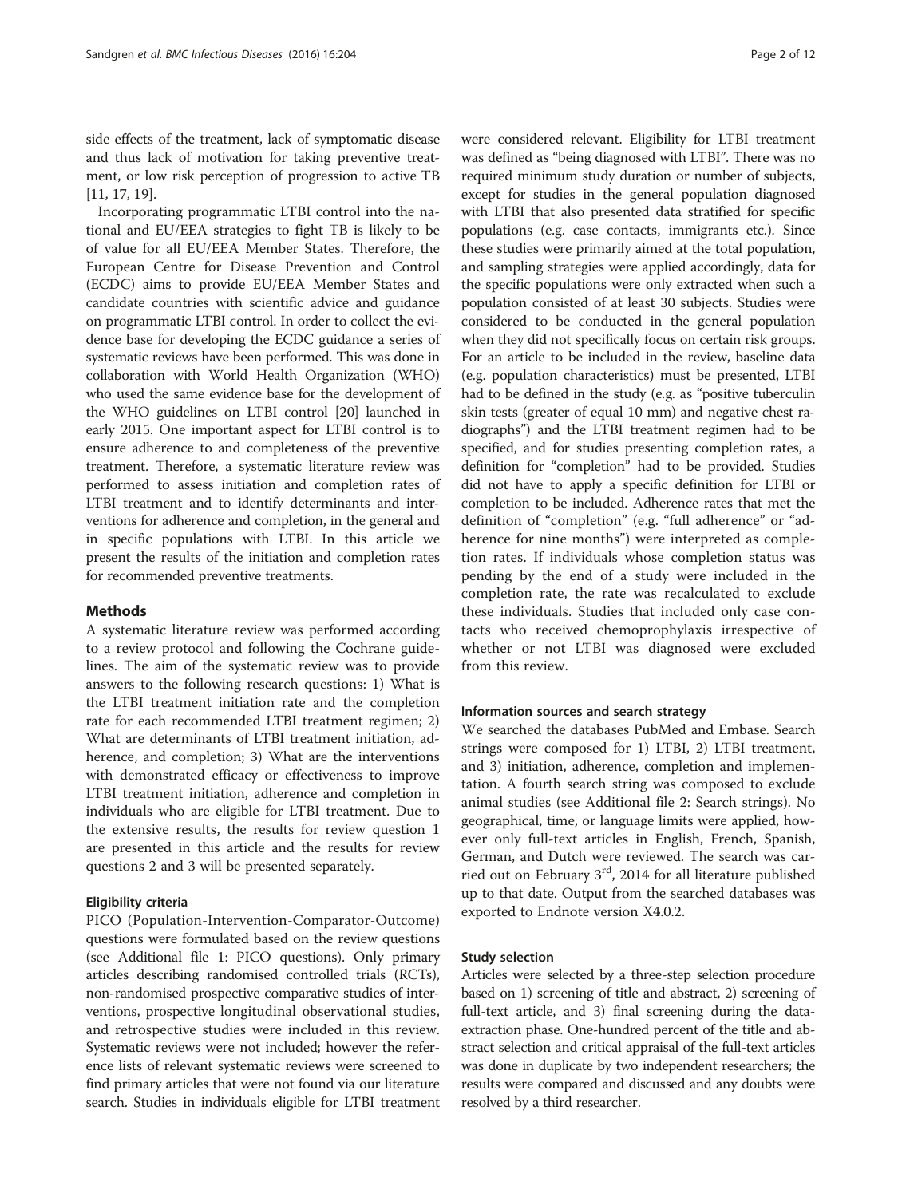side effects of the treatment, lack of symptomatic disease and thus lack of motivation for taking preventive treatment, or low risk perception of progression to active TB [11, 17, 19].

Incorporating programmatic LTBI control into the national and EU/EEA strategies to fight TB is likely to be of value for all EU/EEA Member States. Therefore, the European Centre for Disease Prevention and Control (ECDC) aims to provide EU/EEA Member States and candidate countries with scientific advice and guidance on programmatic LTBI control. In order to collect the evidence base for developing the ECDC guidance a series of systematic reviews have been performed. This was done in collaboration with World Health Organization (WHO) who used the same evidence base for the development of the WHO guidelines on LTBI control [20] launched in early 2015. One important aspect for LTBI control is to ensure adherence to and completeness of the preventive treatment. Therefore, a systematic literature review was performed to assess initiation and completion rates of LTBI treatment and to identify determinants and interventions for adherence and completion, in the general and in specific populations with LTBI. In this article we present the results of the initiation and completion rates for recommended preventive treatments.

## Methods

A systematic literature review was performed according to a review protocol and following the Cochrane guidelines. The aim of the systematic review was to provide answers to the following research questions: 1) What is the LTBI treatment initiation rate and the completion rate for each recommended LTBI treatment regimen; 2) What are determinants of LTBI treatment initiation, adherence, and completion; 3) What are the interventions with demonstrated efficacy or effectiveness to improve LTBI treatment initiation, adherence and completion in individuals who are eligible for LTBI treatment. Due to the extensive results, the results for review question 1 are presented in this article and the results for review questions 2 and 3 will be presented separately.

### Eligibility criteria

PICO (Population-Intervention-Comparator-Outcome) questions were formulated based on the review questions (see Additional file 1: PICO questions). Only primary articles describing randomised controlled trials (RCTs), non-randomised prospective comparative studies of interventions, prospective longitudinal observational studies, and retrospective studies were included in this review. Systematic reviews were not included; however the reference lists of relevant systematic reviews were screened to find primary articles that were not found via our literature search. Studies in individuals eligible for LTBI treatment were considered relevant. Eligibility for LTBI treatment was defined as "being diagnosed with LTBI". There was no required minimum study duration or number of subjects, except for studies in the general population diagnosed with LTBI that also presented data stratified for specific populations (e.g. case contacts, immigrants etc.). Since these studies were primarily aimed at the total population, and sampling strategies were applied accordingly, data for the specific populations were only extracted when such a population consisted of at least 30 subjects. Studies were considered to be conducted in the general population when they did not specifically focus on certain risk groups. For an article to be included in the review, baseline data (e.g. population characteristics) must be presented, LTBI had to be defined in the study (e.g. as "positive tuberculin skin tests (greater of equal 10 mm) and negative chest radiographs") and the LTBI treatment regimen had to be specified, and for studies presenting completion rates, a definition for "completion" had to be provided. Studies did not have to apply a specific definition for LTBI or completion to be included. Adherence rates that met the definition of "completion" (e.g. "full adherence" or "adherence for nine months") were interpreted as completion rates. If individuals whose completion status was pending by the end of a study were included in the completion rate, the rate was recalculated to exclude these individuals. Studies that included only case contacts who received chemoprophylaxis irrespective of whether or not LTBI was diagnosed were excluded from this review.

### Information sources and search strategy

We searched the databases PubMed and Embase. Search strings were composed for 1) LTBI, 2) LTBI treatment, and 3) initiation, adherence, completion and implementation. A fourth search string was composed to exclude animal studies (see Additional file 2: Search strings). No geographical, time, or language limits were applied, however only full-text articles in English, French, Spanish, German, and Dutch were reviewed. The search was carried out on February 3rd, 2014 for all literature published up to that date. Output from the searched databases was exported to Endnote version X4.0.2.

### Study selection

Articles were selected by a three-step selection procedure based on 1) screening of title and abstract, 2) screening of full-text article, and 3) final screening during the data-extraction phase. One-hundred percent of the title and abstract selection and critical appraisal of the full-text articles was done in duplicate by two independent researchers; the results were compared and discussed and any doubts were resolved by a third researcher.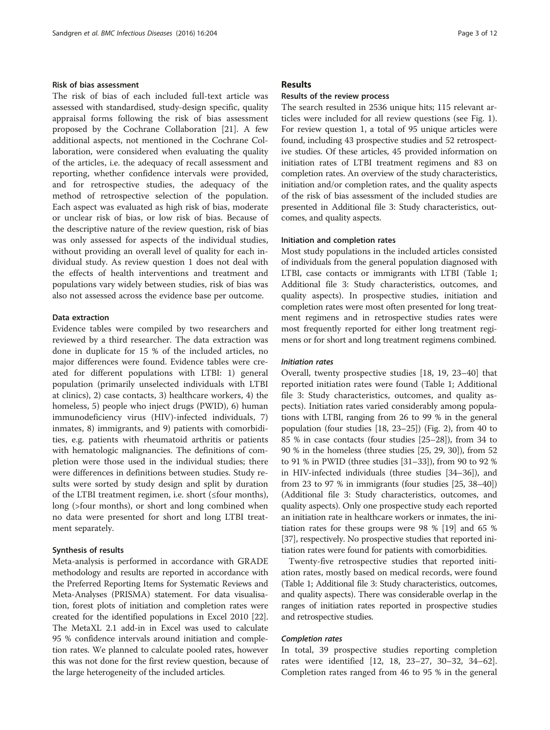### Risk of bias assessment

The risk of bias of each included full-text article was assessed with standardised, study-design specific, quality appraisal forms following the risk of bias assessment proposed by the Cochrane Collaboration [21]. A few additional aspects, not mentioned in the Cochrane Collaboration, were considered when evaluating the quality of the articles, i.e. the adequacy of recall assessment and reporting, whether confidence intervals were provided, and for retrospective studies, the adequacy of the method of retrospective selection of the population. Each aspect was evaluated as high risk of bias, moderate or unclear risk of bias, or low risk of bias. Because of the descriptive nature of the review question, risk of bias was only assessed for aspects of the individual studies, without providing an overall level of quality for each individual study. As review question 1 does not deal with the effects of health interventions and treatment and populations vary widely between studies, risk of bias was also not assessed across the evidence base per outcome.

### Data extraction

Evidence tables were compiled by two researchers and reviewed by a third researcher. The data extraction was done in duplicate for 15 % of the included articles, no major differences were found. Evidence tables were created for different populations with LTBI: 1) general population (primarily unselected individuals with LTBI at clinics), 2) case contacts, 3) healthcare workers, 4) the homeless, 5) people who inject drugs (PWID), 6) human immunodeficiency virus (HIV)-infected individuals, 7) inmates, 8) immigrants, and 9) patients with comorbidities, e.g. patients with rheumatoid arthritis or patients with hematologic malignancies. The definitions of completion were those used in the individual studies; there were differences in definitions between studies. Study results were sorted by study design and split by duration of the LTBI treatment regimen, i.e. short (≤four months), long (>four months), or short and long combined when no data were presented for short and long LTBI treatment separately.

### Synthesis of results

Meta-analysis is performed in accordance with GRADE methodology and results are reported in accordance with the Preferred Reporting Items for Systematic Reviews and Meta-Analyses (PRISMA) statement. For data visualisation, forest plots of initiation and completion rates were created for the identified populations in Excel 2010 [22]. The MetaXL 2.1 add-in in Excel was used to calculate 95 % confidence intervals around initiation and completion rates. We planned to calculate pooled rates, however this was not done for the first review question, because of the large heterogeneity of the included articles.

## Results

### Results of the review process

The search resulted in 2536 unique hits; 115 relevant articles were included for all review questions (see Fig. 1). For review question 1, a total of 95 unique articles were found, including 43 prospective studies and 52 retrospective studies. Of these articles, 45 provided information on initiation rates of LTBI treatment regimens and 83 on completion rates. An overview of the study characteristics, initiation and/or completion rates, and the quality aspects of the risk of bias assessment of the included studies are presented in Additional file 3: Study characteristics, outcomes, and quality aspects.

### Initiation and completion rates

Most study populations in the included articles consisted of individuals from the general population diagnosed with LTBI, case contacts or immigrants with LTBI (Table 1; Additional file 3: Study characteristics, outcomes, and quality aspects). In prospective studies, initiation and completion rates were most often presented for long treatment regimens and in retrospective studies rates were most frequently reported for either long treatment regimens or for short and long treatment regimens combined.

#### *Initiation rates*

Overall, twenty prospective studies [18, 19, 23–40] that reported initiation rates were found (Table 1; Additional file 3: Study characteristics, outcomes, and quality aspects). Initiation rates varied considerably among populations with LTBI, ranging from 26 to 99 % in the general population (four studies [18, 23–25]) (Fig. 2), from 40 to 85 % in case contacts (four studies [25–28]), from 34 to 90 % in the homeless (three studies [25, 29, 30]), from 52 to 91 % in PWID (three studies [31–33]), from 90 to 92 % in HIV-infected individuals (three studies [34–36]), and from 23 to 97 % in immigrants (four studies [25, 38–40]) (Additional file 3: Study characteristics, outcomes, and quality aspects). Only one prospective study each reported an initiation rate in healthcare workers or inmates, the initiation rates for these groups were 98 % [19] and 65 % [37], respectively. No prospective studies that reported initiation rates were found for patients with comorbidities.

Twenty-five retrospective studies that reported initiation rates, mostly based on medical records, were found (Table 1; Additional file 3: Study characteristics, outcomes, and quality aspects). There was considerable overlap in the ranges of initiation rates reported in prospective studies and retrospective studies.

#### *Completion rates*

In total, 39 prospective studies reporting completion rates were identified [12, 18, 23–27, 30–32, 34–62]. Completion rates ranged from 46 to 95 % in the general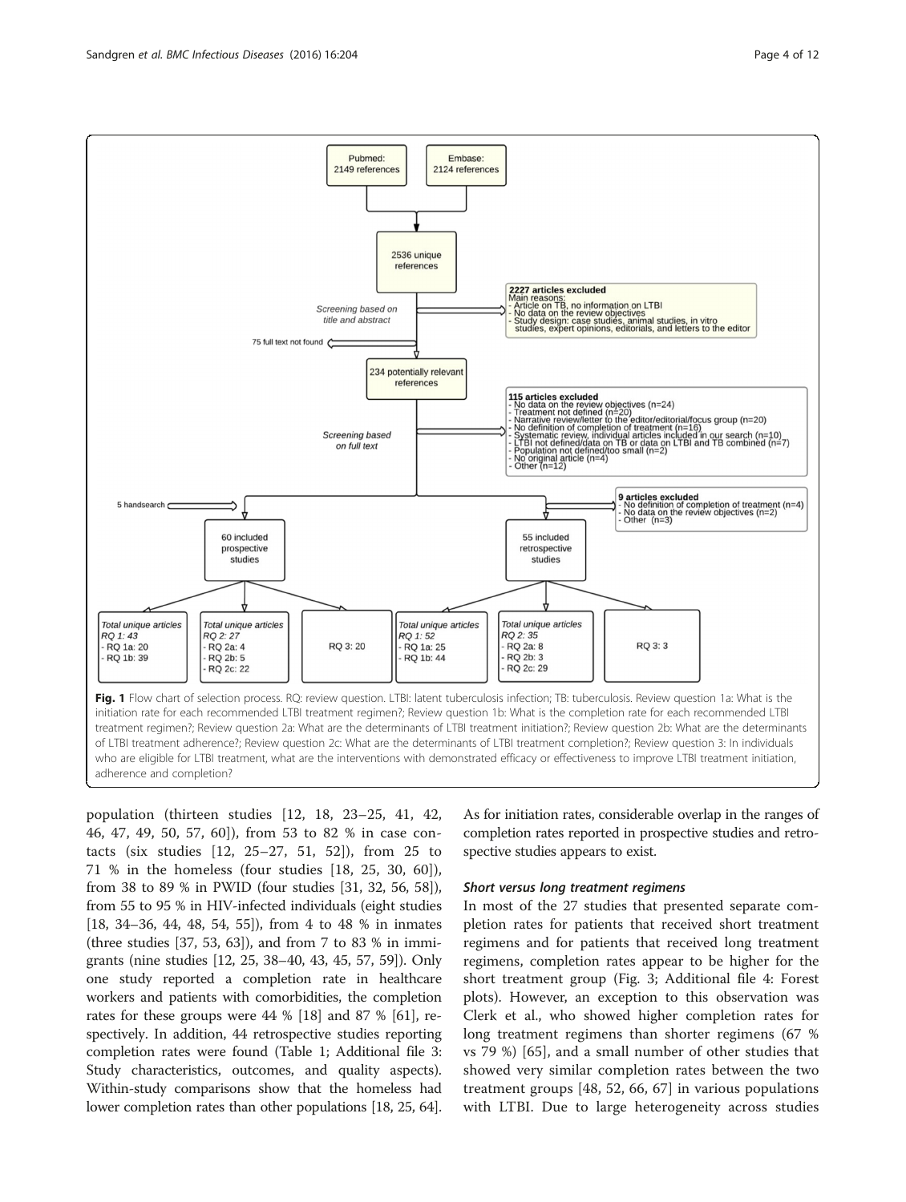Fig. 1 Flow chart of selection process. RQ: review question. LTBI: latent tuberculosis infection; TB: tuberculosis. Review question 1a: What is the initiation rate for each recommended LTBI treatment regimen?; Review question 1b: What is the completion rate for each recommended LTBI treatment regimen?; Review question 2a: What are the determinants of LTBI treatment initiation?; Review question 2b: What are the determinants of LTBI treatment adherence?; Review question 2c: What are the determinants of LTBI treatment completion?; Review question 3: In individuals who are eligible for LTBI treatment, what are the interventions with demonstrated efficacy or effectiveness to improve LTBI treatment initiation, adherence and completion?

population (thirteen studies [12, 18, 23–25, 41, 42, 46, 47, 49, 50, 57, 60]), from 53 to 82 % in case contacts (six studies [12, 25–27, 51, 52]), from 25 to 71 % in the homeless (four studies [18, 25, 30, 60]), from 38 to 89 % in PWID (four studies [31, 32, 56, 58]), from 55 to 95 % in HIV-infected individuals (eight studies [18, 34–36, 44, 48, 54, 55]), from 4 to 48 % in inmates (three studies [37, 53, 63]), and from 7 to 83 % in immigrants (nine studies [12, 25, 38–40, 43, 45, 57, 59]). Only one study reported a completion rate in healthcare workers and patients with comorbidities, the completion rates for these groups were 44 % [18] and 87 % [61], respectively. In addition, 44 retrospective studies reporting completion rates were found (Table 1; Additional file 3: Study characteristics, outcomes, and quality aspects). Within-study comparisons show that the homeless had lower completion rates than other populations [18, 25, 64]. As for initiation rates, considerable overlap in the ranges of completion rates reported in prospective studies and retrospective studies appears to exist.

#### *Short versus long treatment regimens*

In most of the 27 studies that presented separate completion rates for patients that received short treatment regimens and for patients that received long treatment regimens, completion rates appear to be higher for the short treatment group (Fig. 3; Additional file 4: Forest plots). However, an exception to this observation was Clerk et al., who showed higher completion rates for long treatment regimens than shorter regimens (67 % vs 79 %) [65], and a small number of other studies that showed very similar completion rates between the two treatment groups [48, 52, 66, 67] in various populations with LTBI. Due to large heterogeneity across studies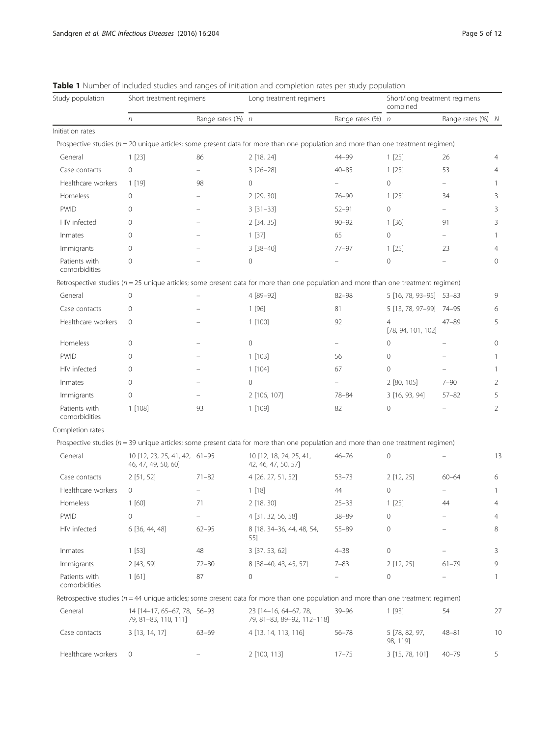**Table 1** Number of included studies and ranges of initiation and completion rates per study population

| Study population | Short treatment regimens | | Long treatment regimens | | Short/long treatment regimens combined | | |
|---|---|---|---|---|---|---|---|
| | *n* | Range rates (%) | *n* | Range rates (%) | *n* | Range rates (%) | *N* |
| Initiation rates | | | | | | | |
| Prospective studies (*n* = 20 unique articles; some present data for more than one population and more than one treatment regimen) | | | | | | | |
| General | 1 [23] | 86 | 2 [18, 24] | 44–99 | 1 [25] | 26 | 4 |
| Case contacts | 0 | – | 3 [26–28] | 40–85 | 1 [25] | 53 | 4 |
| Healthcare workers | 1 [19] | 98 | 0 | – | 0 | – | 1 |
| Homeless | 0 | – | 2 [29, 30] | 76–90 | 1 [25] | 34 | 3 |
| PWID | 0 | – | 3 [31–33] | 52–91 | 0 | – | 3 |
| HIV infected | 0 | – | 2 [34, 35] | 90–92 | 1 [36] | 91 | 3 |
| Inmates | 0 | – | 1 [37] | 65 | 0 | – | 1 |
| Immigrants | 0 | – | 3 [38–40] | 77–97 | 1 [25] | 23 | 4 |
| Patients with comorbidities | 0 | – | 0 | – | 0 | – | 0 |
| Retrospective studies (*n* = 25 unique articles; some present data for more than one population and more than one treatment regimen) | | | | | | | |
| General | 0 | – | 4 [89–92] | 82–98 | 5 [16, 78, 93–95] | 53–83 | 9 |
| Case contacts | 0 | – | 1 [96] | 81 | 5 [13, 78, 97–99] | 74–95 | 6 |
| Healthcare workers | 0 | – | 1 [100] | 92 | 4 [78, 94, 101, 102] | 47–89 | 5 |
| Homeless | 0 | – | 0 | – | 0 | – | 0 |
| PWID | 0 | – | 1 [103] | 56 | 0 | – | 1 |
| HIV infected | 0 | – | 1 [104] | 67 | 0 | – | 1 |
| Inmates | 0 | – | 0 | – | 2 [80, 105] | 7–90 | 2 |
| Immigrants | 0 | – | 2 [106, 107] | 78–84 | 3 [16, 93, 94] | 57–82 | 5 |
| Patients with comorbidities | 1 [108] | 93 | 1 [109] | 82 | 0 | – | 2 |
| Completion rates | | | | | | | |
| Prospective studies (*n* = 39 unique articles; some present data for more than one population and more than one treatment regimen) | | | | | | | |
| General | 10 [12, 23, 25, 41, 42, 46, 47, 49, 50, 60] | 61–95 | 10 [12, 18, 24, 25, 41, 42, 46, 47, 50, 57] | 46–76 | 0 | – | 13 |
| Case contacts | 2 [51, 52] | 71–82 | 4 [26, 27, 51, 52] | 53–73 | 2 [12, 25] | 60–64 | 6 |
| Healthcare workers | 0 | – | 1 [18] | 44 | 0 | – | 1 |
| Homeless | 1 [60] | 71 | 2 [18, 30] | 25–33 | 1 [25] | 44 | 4 |
| PWID | 0 | – | 4 [31, 32, 56, 58] | 38–89 | 0 | – | 4 |
| HIV infected | 6 [36, 44, 48] | 62–95 | 8 [18, 34–36, 44, 48, 54, 55] | 55–89 | 0 | – | 8 |
| Inmates | 1 [53] | 48 | 3 [37, 53, 62] | 4–38 | 0 | – | 3 |
| Immigrants | 2 [43, 59] | 72–80 | 8 [38–40, 43, 45, 57] | 7–83 | 2 [12, 25] | 61–79 | 9 |
| Patients with comorbidities | 1 [61] | 87 | 0 | – | 0 | – | 1 |
| Retrospective studies (*n* = 44 unique articles; some present data for more than one population and more than one treatment regimen) | | | | | | | |
| General | 14 [14–17, 65–67, 78, 79, 81–83, 110, 111] | 56–93 | 23 [14–16, 64–67, 78, 79, 81–83, 89–92, 112–118] | 39–96 | 1 [93] | 54 | 27 |
| Case contacts | 3 [13, 14, 17] | 63–69 | 4 [13, 14, 113, 116] | 56–78 | 5 [78, 82, 97, 98, 119] | 48–81 | 10 |
| Healthcare workers | 0 | – | 2 [100, 113] | 17–75 | 3 [15, 78, 101] | 40–79 | 5 |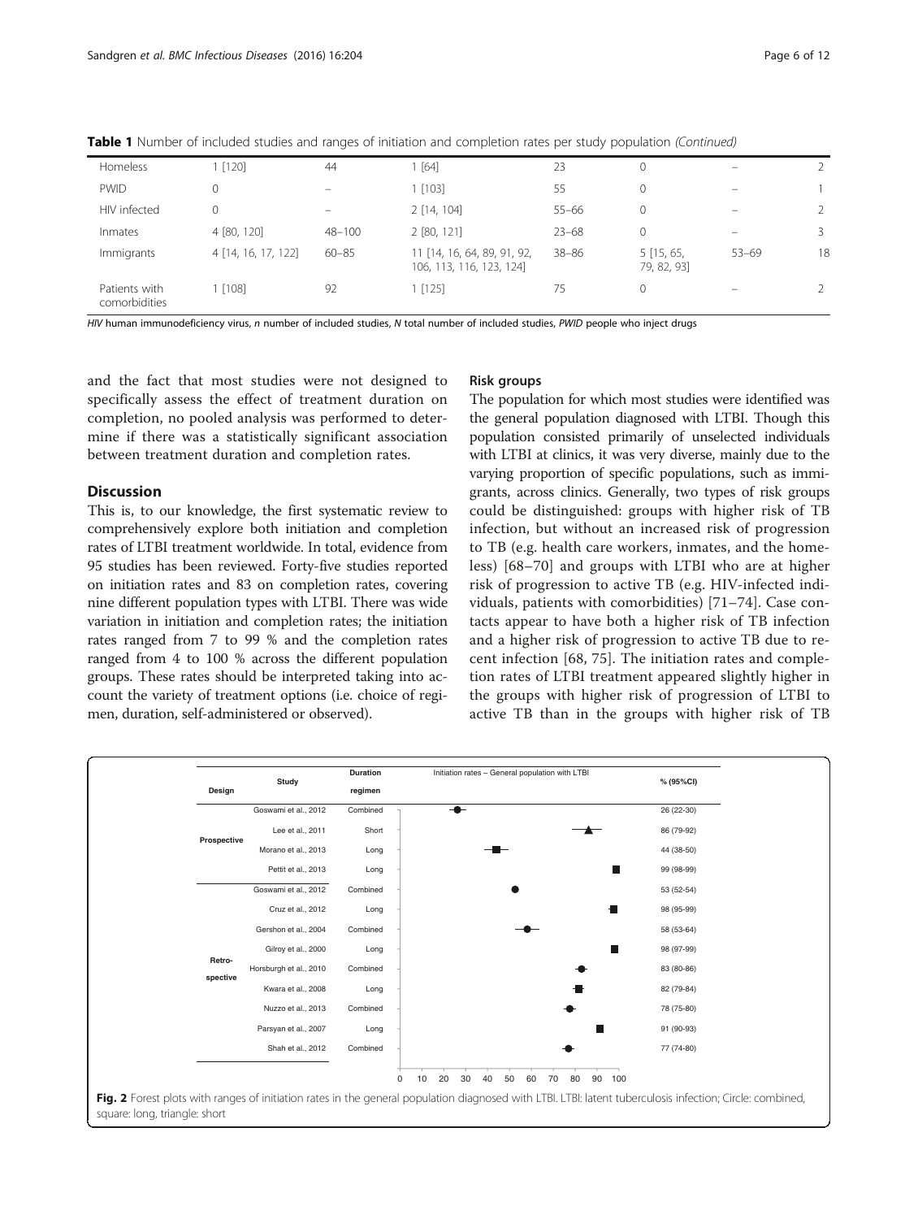**Table 1** Number of included studies and ranges of initiation and completion rates per study population *(Continued)*

| | | | | | | | |
|---|---|---|---|---|---|---|---|
| Homeless | 1 [120] | 44 | 1 [64] | 23 | 0 | – | 2 |
| PWID | 0 | – | 1 [103] | 55 | 0 | – | 1 |
| HIV infected | 0 | – | 2 [14, 104] | 55–66 | 0 | – | 2 |
| Inmates | 4 [80, 120] | 48–100 | 2 [80, 121] | 23–68 | 0 | – | 3 |
| Immigrants | 4 [14, 16, 17, 122] | 60–85 | 11 [14, 16, 64, 89, 91, 92, 106, 113, 116, 123, 124] | 38–86 | 5 [15, 65, 79, 82, 93] | 53–69 | 18 |
| Patients with comorbidities | 1 [108] | 92 | 1 [125] | 75 | 0 | – | 2 |

*HIV* human immunodeficiency virus, *n* number of included studies, *N* total number of included studies, *PWID* people who inject drugs

and the fact that most studies were not designed to specifically assess the effect of treatment duration on completion, no pooled analysis was performed to determine if there was a statistically significant association between treatment duration and completion rates.

## Discussion

This is, to our knowledge, the first systematic review to comprehensively explore both initiation and completion rates of LTBI treatment worldwide. In total, evidence from 95 studies has been reviewed. Forty-five studies reported on initiation rates and 83 on completion rates, covering nine different population types with LTBI. There was wide variation in initiation and completion rates; the initiation rates ranged from 7 to 99 % and the completion rates ranged from 4 to 100 % across the different population groups. These rates should be interpreted taking into account the variety of treatment options (i.e. choice of regimen, duration, self-administered or observed).

### Risk groups

The population for which most studies were identified was the general population diagnosed with LTBI. Though this population consisted primarily of unselected individuals with LTBI at clinics, it was very diverse, mainly due to the varying proportion of specific populations, such as immigrants, across clinics. Generally, two types of risk groups could be distinguished: groups with higher risk of TB infection, but without an increased risk of progression to TB (e.g. health care workers, inmates, and the homeless) [68–70] and groups with LTBI who are at higher risk of progression to active TB (e.g. HIV-infected individuals, patients with comorbidities) [71–74]. Case contacts appear to have both a higher risk of TB infection and a higher risk of progression to active TB due to recent infection [68, 75]. The initiation rates and completion rates of LTBI treatment appeared slightly higher in the groups with higher risk of progression of LTBI to active TB than in the groups with higher risk of TB

| Design | Study | Duration regimen | % (95%CI) |
|---|---|---|---|
| Prospective | Goswami et al., 2012 | Combined | 26 (22-30) |
| | Lee et al., 2011 | Short | 86 (79-92) |
| | Morano et al., 2013 | Long | 44 (38-50) |
| | Pettit et al., 2013 | Long | 99 (98-99) |
| Retro-spective | Goswami et al., 2012 | Combined | 53 (52-54) |
| | Cruz et al., 2012 | Long | 98 (95-99) |
| | Gershon et al., 2004 | Combined | 58 (53-64) |
| | Gilroy et al., 2000 | Long | 98 (97-99) |
| | Horsburgh et al., 2010 | Combined | 83 (80-86) |
| | Kwara et al., 2008 | Long | 82 (79-84) |
| | Nuzzo et al., 2013 | Combined | 78 (75-80) |
| | Parsyan et al., 2007 | Long | 91 (90-93) |
| | Shah et al., 2012 | Combined | 77 (74-80) |

**Fig. 2** Forest plots with ranges of initiation rates in the general population diagnosed with LTBI. LTBI: latent tuberculosis infection; Circle: combined, square: long, triangle: short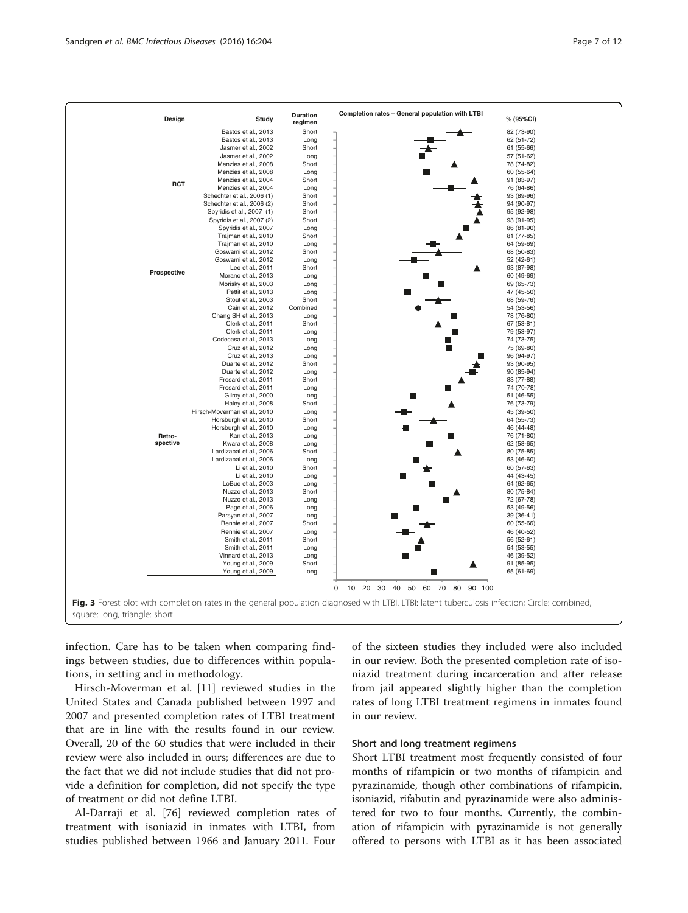| Design | Study | Duration regimen | % (95%CI) |
|---|---|---|---|
| RCT | Bastos et al., 2013 | Short | 82 (73-90) |
| | Bastos et al., 2013 | Long | 62 (51-72) |
| | Jasmer et al., 2002 | Short | 61 (55-66) |
| | Jasmer et al., 2002 | Long | 57 (51-62) |
| | Menzies et al., 2008 | Short | 78 (74-82) |
| | Menzies et al., 2008 | Long | 60 (55-64) |
| | Menzies et al., 2004 | Short | 91 (83-97) |
| | Menzies et al., 2004 | Long | 76 (64-86) |
| | Schechter et al., 2006 (1) | Short | 93 (89-96) |
| | Schechter et al., 2006 (2) | Short | 94 (90-97) |
| | Spyridis et al., 2007 (1) | Short | 95 (92-98) |
| | Spyridis et al., 2007 (2) | Short | 93 (91-95) |
| | Spyridis et al., 2007 | Long | 86 (81-90) |
| | Trajman et al., 2010 | Short | 81 (77-85) |
| | Trajman et al., 2010 | Long | 64 (59-69) |
| Prospective | Goswami et al., 2012 | Short | 68 (50-83) |
| | Goswami et al., 2012 | Long | 52 (42-61) |
| | Lee et al., 2011 | Short | 93 (87-98) |
| | Morano et al., 2013 | Long | 60 (49-69) |
| | Morisky et al., 2003 | Long | 69 (65-73) |
| | Pettit et al., 2013 | Long | 47 (45-50) |
| | Stout et al., 2003 | Short | 68 (59-76) |
| Retrospective | Cain et al., 2012 | Combined | 54 (53-56) |
| | Chang SH et al., 2013 | Long | 78 (76-80) |
| | Clerk et al., 2011 | Short | 67 (53-81) |
| | Clerk et al., 2011 | Long | 79 (53-97) |
| | Codecasa et al., 2013 | Long | 74 (73-75) |
| | Cruz et al., 2012 | Long | 75 (69-80) |
| | Cruz et al., 2013 | Long | 96 (94-97) |
| | Duarte et al., 2012 | Short | 93 (90-95) |
| | Duarte et al., 2012 | Long | 90 (85-94) |
| | Fresard et al., 2011 | Short | 83 (77-88) |
| | Fresard et al., 2011 | Long | 74 (70-78) |
| | Gilroy et al., 2000 | Long | 51 (46-55) |
| | Haley et al., 2008 | Short | 76 (73-79) |
| | Hirsch-Moverman et al., 2010 | Long | 45 (39-50) |
| | Horsburgh et al., 2010 | Short | 64 (55-73) |
| | Horsburgh et al., 2010 | Long | 46 (44-48) |
| | Kan et al., 2013 | Long | 76 (71-80) |
| | Kwara et al., 2008 | Long | 62 (58-65) |
| | Lardizabal et al., 2006 | Short | 80 (75-85) |
| | Lardizabal et al., 2006 | Long | 53 (46-60) |
| | Li et al., 2010 | Short | 60 (57-63) |
| | Li et al., 2010 | Long | 44 (43-45) |
| | LoBue et al., 2003 | Long | 64 (62-65) |
| | Nuzzo et al., 2013 | Short | 80 (75-84) |
| | Nuzzo et al., 2013 | Long | 72 (67-78) |
| | Page et al., 2006 | Long | 53 (49-56) |
| | Parsyan et al., 2007 | Long | 39 (36-41) |
| | Rennie et al., 2007 | Short | 60 (55-66) |
| | Rennie et al., 2007 | Long | 46 (40-52) |
| | Smith et al., 2011 | Short | 56 (52-61) |
| | Smith et al., 2011 | Long | 54 (53-55) |
| | Vinnard et al., 2013 | Long | 46 (39-52) |
| | Young et al., 2009 | Short | 91 (85-95) |
| | Young et al., 2009 | Long | 65 (61-69) |

**Fig. 3** Forest plot with completion rates in the general population diagnosed with LTBI. LTBI: latent tuberculosis infection; Circle: combined, square: long, triangle: short

infection. Care has to be taken when comparing findings between studies, due to differences within populations, in setting and in methodology.

Hirsch-Moverman et al. [11] reviewed studies in the United States and Canada published between 1997 and 2007 and presented completion rates of LTBI treatment that are in line with the results found in our review. Overall, 20 of the 60 studies that were included in their review were also included in ours; differences are due to the fact that we did not include studies that did not provide a definition for completion, did not specify the type of treatment or did not define LTBI.

Al-Darraji et al. [76] reviewed completion rates of treatment with isoniazid in inmates with LTBI, from studies published between 1966 and January 2011. Four of the sixteen studies they included were also included in our review. Both the presented completion rate of isoniazid treatment during incarceration and after release from jail appeared slightly higher than the completion rates of long LTBI treatment regimens in inmates found in our review.

### Short and long treatment regimens

Short LTBI treatment most frequently consisted of four months of rifampicin or two months of rifampicin and pyrazinamide, though other combinations of rifampicin, isoniazid, rifabutin and pyrazinamide were also administered for two to four months. Currently, the combination of rifampicin with pyrazinamide is not generally offered to persons with LTBI as it has been associated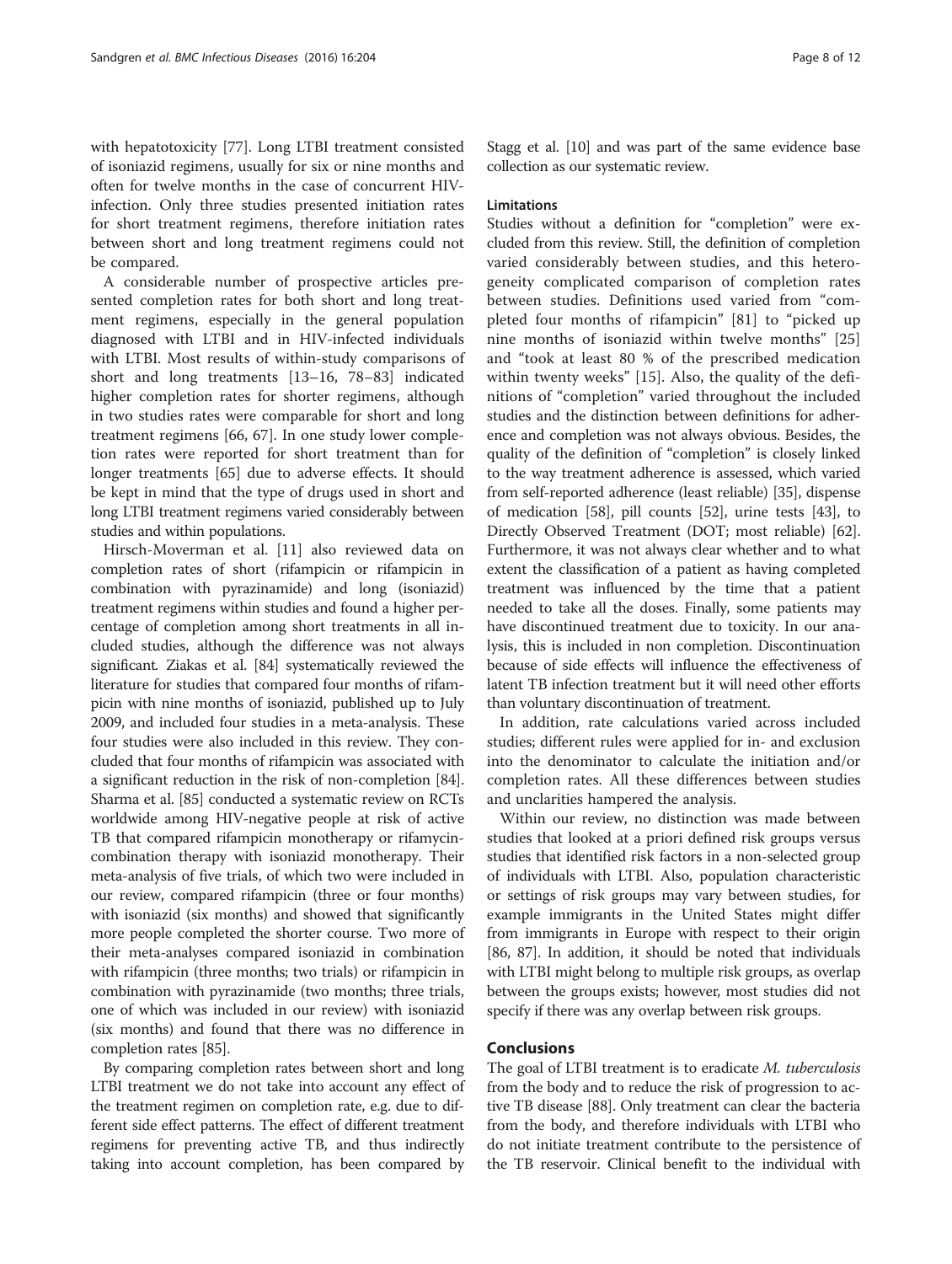with hepatotoxicity [77]. Long LTBI treatment consisted of isoniazid regimens, usually for six or nine months and often for twelve months in the case of concurrent HIV-infection. Only three studies presented initiation rates for short treatment regimens, therefore initiation rates between short and long treatment regimens could not be compared.

A considerable number of prospective articles presented completion rates for both short and long treatment regimens, especially in the general population diagnosed with LTBI and in HIV-infected individuals with LTBI. Most results of within-study comparisons of short and long treatments [13–16, 78–83] indicated higher completion rates for shorter regimens, although in two studies rates were comparable for short and long treatment regimens [66, 67]. In one study lower completion rates were reported for short treatment than for longer treatments [65] due to adverse effects. It should be kept in mind that the type of drugs used in short and long LTBI treatment regimens varied considerably between studies and within populations.

Hirsch-Moverman et al. [11] also reviewed data on completion rates of short (rifampicin or rifampicin in combination with pyrazinamide) and long (isoniazid) treatment regimens within studies and found a higher percentage of completion among short treatments in all included studies, although the difference was not always significant. Ziakas et al. [84] systematically reviewed the literature for studies that compared four months of rifampicin with nine months of isoniazid, published up to July 2009, and included four studies in a meta-analysis. These four studies were also included in this review. They concluded that four months of rifampicin was associated with a significant reduction in the risk of non-completion [84]. Sharma et al. [85] conducted a systematic review on RCTs worldwide among HIV-negative people at risk of active TB that compared rifampicin monotherapy or rifamycin-combination therapy with isoniazid monotherapy. Their meta-analysis of five trials, of which two were included in our review, compared rifampicin (three or four months) with isoniazid (six months) and showed that significantly more people completed the shorter course. Two more of their meta-analyses compared isoniazid in combination with rifampicin (three months; two trials) or rifampicin in combination with pyrazinamide (two months; three trials, one of which was included in our review) with isoniazid (six months) and found that there was no difference in completion rates [85].

By comparing completion rates between short and long LTBI treatment we do not take into account any effect of the treatment regimen on completion rate, e.g. due to different side effect patterns. The effect of different treatment regimens for preventing active TB, and thus indirectly taking into account completion, has been compared by Stagg et al. [10] and was part of the same evidence base collection as our systematic review.

#### Limitations

Studies without a definition for "completion" were excluded from this review. Still, the definition of completion varied considerably between studies, and this heterogeneity complicated comparison of completion rates between studies. Definitions used varied from "completed four months of rifampicin" [81] to "picked up nine months of isoniazid within twelve months" [25] and "took at least 80 % of the prescribed medication within twenty weeks" [15]. Also, the quality of the definitions of "completion" varied throughout the included studies and the distinction between definitions for adherence and completion was not always obvious. Besides, the quality of the definition of "completion" is closely linked to the way treatment adherence is assessed, which varied from self-reported adherence (least reliable) [35], dispense of medication [58], pill counts [52], urine tests [43], to Directly Observed Treatment (DOT; most reliable) [62]. Furthermore, it was not always clear whether and to what extent the classification of a patient as having completed treatment was influenced by the time that a patient needed to take all the doses. Finally, some patients may have discontinued treatment due to toxicity. In our analysis, this is included in non completion. Discontinuation because of side effects will influence the effectiveness of latent TB infection treatment but it will need other efforts than voluntary discontinuation of treatment.

In addition, rate calculations varied across included studies; different rules were applied for in- and exclusion into the denominator to calculate the initiation and/or completion rates. All these differences between studies and unclarities hampered the analysis.

Within our review, no distinction was made between studies that looked at a priori defined risk groups versus studies that identified risk factors in a non-selected group of individuals with LTBI. Also, population characteristic or settings of risk groups may vary between studies, for example immigrants in the United States might differ from immigrants in Europe with respect to their origin [86, 87]. In addition, it should be noted that individuals with LTBI might belong to multiple risk groups, as overlap between the groups exists; however, most studies did not specify if there was any overlap between risk groups.

## Conclusions

The goal of LTBI treatment is to eradicate *M. tuberculosis* from the body and to reduce the risk of progression to active TB disease [88]. Only treatment can clear the bacteria from the body, and therefore individuals with LTBI who do not initiate treatment contribute to the persistence of the TB reservoir. Clinical benefit to the individual with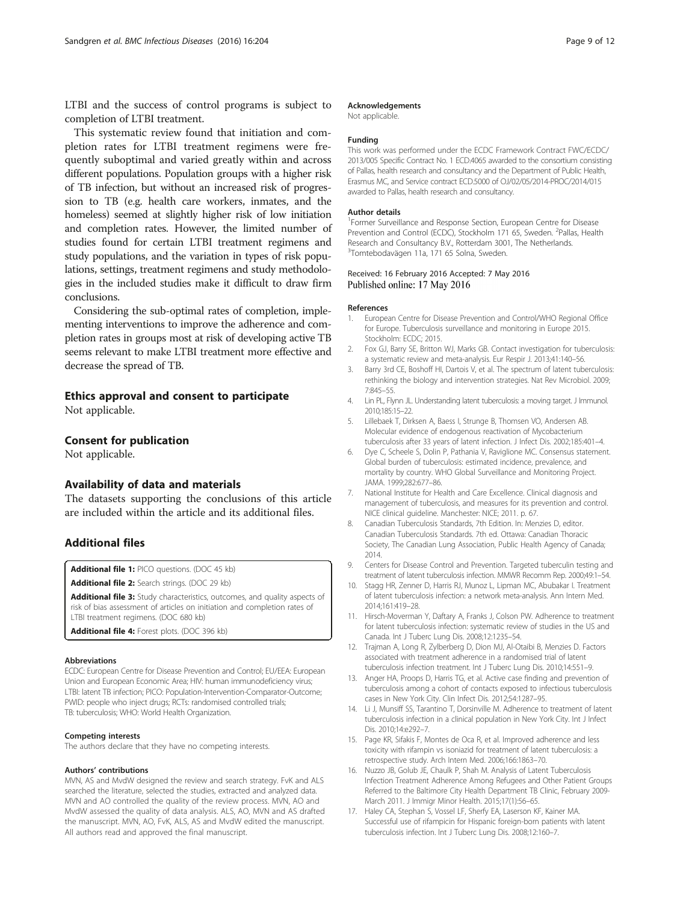LTBI and the success of control programs is subject to completion of LTBI treatment.

This systematic review found that initiation and completion rates for LTBI treatment regimens were frequently suboptimal and varied greatly within and across different populations. Population groups with a higher risk of TB infection, but without an increased risk of progression to TB (e.g. health care workers, inmates, and the homeless) seemed at slightly higher risk of low initiation and completion rates. However, the limited number of studies found for certain LTBI treatment regimens and study populations, and the variation in types of risk populations, settings, treatment regimens and study methodologies in the included studies make it difficult to draw firm conclusions.

Considering the sub-optimal rates of completion, implementing interventions to improve the adherence and completion rates in groups most at risk of developing active TB seems relevant to make LTBI treatment more effective and decrease the spread of TB.

## Ethics approval and consent to participate

Not applicable.

## Consent for publication

Not applicable.

## Availability of data and materials

The datasets supporting the conclusions of this article are included within the article and its additional files.

## Additional files

**Additional file 1:** PICO questions. (DOC 45 kb)

**Additional file 2:** Search strings. (DOC 29 kb)

**Additional file 3:** Study characteristics, outcomes, and quality aspects of risk of bias assessment of articles on initiation and completion rates of LTBI treatment regimens. (DOC 680 kb)

**Additional file 4:** Forest plots. (DOC 396 kb)

#### Abbreviations

ECDC: European Centre for Disease Prevention and Control; EU/EEA: European Union and European Economic Area; HIV: human immunodeficiency virus; LTBI: latent TB infection; PICO: Population-Intervention-Comparator-Outcome; PWID: people who inject drugs; RCTs: randomised controlled trials; TB: tuberculosis; WHO: World Health Organization.

#### Competing interests

The authors declare that they have no competing interests.

#### Authors' contributions

MVN, AS and MvdW designed the review and search strategy. FvK and ALS searched the literature, selected the studies, extracted and analyzed data. MVN and AO controlled the quality of the review process. MVN, AO and MvdW assessed the quality of data analysis. ALS, AO, MVN and AS drafted the manuscript. MVN, AO, FvK, ALS, AS and MvdW edited the manuscript. All authors read and approved the final manuscript.

#### Acknowledgements

Not applicable.

#### Funding

This work was performed under the ECDC Framework Contract FWC/ECDC/2013/005 Specific Contract No. 1 ECD.4065 awarded to the consortium consisting of Pallas, health research and consultancy and the Department of Public Health, Erasmus MC, and Service contract ECD.5000 of OJ/02/05/2014-PROC/2014/015 awarded to Pallas, health research and consultancy.

#### Author details

[1]Former Surveillance and Response Section, European Centre for Disease Prevention and Control (ECDC), Stockholm 171 65, Sweden. [2]Pallas, Health Research and Consultancy B.V., Rotterdam 3001, The Netherlands. [3]Tomtebodavägen 11a, 171 65 Solna, Sweden.

Received: 16 February 2016 Accepted: 7 May 2016
Published online: 17 May 2016

#### References

1. European Centre for Disease Prevention and Control/WHO Regional Office for Europe. Tuberculosis surveillance and monitoring in Europe 2015. Stockholm: ECDC; 2015.
2. Fox GJ, Barry SE, Britton WJ, Marks GB. Contact investigation for tuberculosis: a systematic review and meta-analysis. Eur Respir J. 2013;41:140–56.
3. Barry 3rd CE, Boshoff HI, Dartois V, et al. The spectrum of latent tuberculosis: rethinking the biology and intervention strategies. Nat Rev Microbiol. 2009; 7:845–55.
4. Lin PL, Flynn JL. Understanding latent tuberculosis: a moving target. J Immunol. 2010;185:15–22.
5. Lillebaek T, Dirksen A, Baess I, Strunge B, Thomsen VO, Andersen AB. Molecular evidence of endogenous reactivation of Mycobacterium tuberculosis after 33 years of latent infection. J Infect Dis. 2002;185:401–4.
6. Dye C, Scheele S, Dolin P, Pathania V, Raviglione MC. Consensus statement. Global burden of tuberculosis: estimated incidence, prevalence, and mortality by country. WHO Global Surveillance and Monitoring Project. JAMA. 1999;282:677–86.
7. National Institute for Health and Care Excellence. Clinical diagnosis and management of tuberculosis, and measures for its prevention and control. NICE clinical guideline. Manchester: NICE; 2011. p. 67.
8. Canadian Tuberculosis Standards, 7th Edition. In: Menzies D, editor. Canadian Tuberculosis Standards. 7th ed. Ottawa: Canadian Thoracic Society, The Canadian Lung Association, Public Health Agency of Canada; 2014.
9. Centers for Disease Control and Prevention. Targeted tuberculin testing and treatment of latent tuberculosis infection. MMWR Recomm Rep. 2000;49:1–54.
10. Stagg HR, Zenner D, Harris RJ, Munoz L, Lipman MC, Abubakar I. Treatment of latent tuberculosis infection: a network meta-analysis. Ann Intern Med. 2014;161:419–28.
11. Hirsch-Moverman Y, Daftary A, Franks J, Colson PW. Adherence to treatment for latent tuberculosis infection: systematic review of studies in the US and Canada. Int J Tuberc Lung Dis. 2008;12:1235–54.
12. Trajman A, Long R, Zylberberg D, Dion MJ, Al-Otaibi B, Menzies D. Factors associated with treatment adherence in a randomised trial of latent tuberculosis infection treatment. Int J Tuberc Lung Dis. 2010;14:551–9.
13. Anger HA, Proops D, Harris TG, et al. Active case finding and prevention of tuberculosis among a cohort of contacts exposed to infectious tuberculosis cases in New York City. Clin Infect Dis. 2012;54:1287–95.
14. Li J, Munsiff SS, Tarantino T, Dorsinville M. Adherence to treatment of latent tuberculosis infection in a clinical population in New York City. Int J Infect Dis. 2010;14:e292–7.
15. Page KR, Sifakis F, Montes de Oca R, et al. Improved adherence and less toxicity with rifampin vs isoniazid for treatment of latent tuberculosis: a retrospective study. Arch Intern Med. 2006;166:1863–70.
16. Nuzzo JB, Golub JE, Chaulk P, Shah M. Analysis of Latent Tuberculosis Infection Treatment Adherence Among Refugees and Other Patient Groups Referred to the Baltimore City Health Department TB Clinic, February 2009-March 2011. J Immigr Minor Health. 2015;17(1):56–65.
17. Haley CA, Stephan S, Vossel LF, Sherfy EA, Laserson KF, Kainer MA. Successful use of rifampicin for Hispanic foreign-born patients with latent tuberculosis infection. Int J Tuberc Lung Dis. 2008;12:160–7.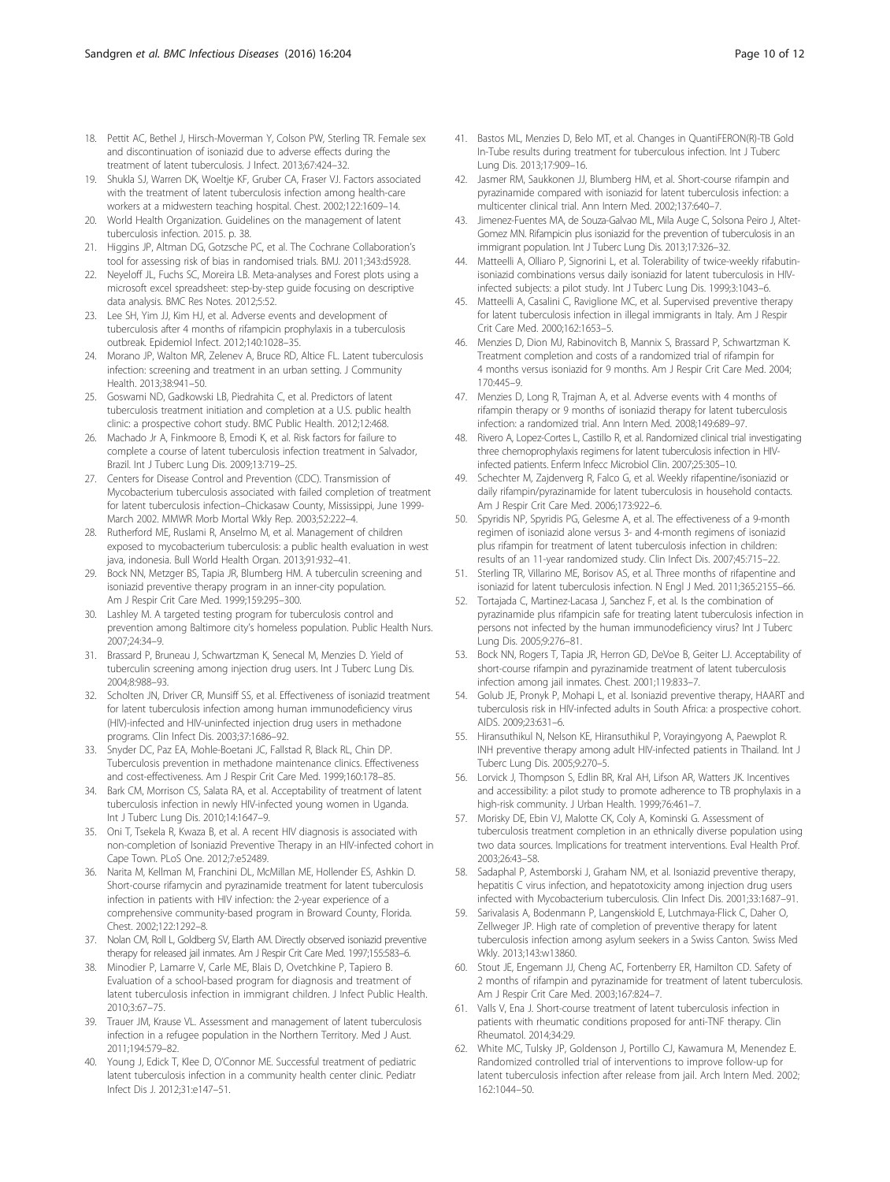18. Pettit AC, Bethel J, Hirsch-Moverman Y, Colson PW, Sterling TR. Female sex and discontinuation of isoniazid due to adverse effects during the treatment of latent tuberculosis. J Infect. 2013;67:424–32.
19. Shukla SJ, Warren DK, Woeltje KF, Gruber CA, Fraser VJ. Factors associated with the treatment of latent tuberculosis infection among health-care workers at a midwestern teaching hospital. Chest. 2002;122:1609–14.
20. World Health Organization. Guidelines on the management of latent tuberculosis infection. 2015. p. 38.
21. Higgins JP, Altman DG, Gotzsche PC, et al. The Cochrane Collaboration's tool for assessing risk of bias in randomised trials. BMJ. 2011;343:d5928.
22. Neyeloff JL, Fuchs SC, Moreira LB. Meta-analyses and Forest plots using a microsoft excel spreadsheet: step-by-step guide focusing on descriptive data analysis. BMC Res Notes. 2012;5:52.
23. Lee SH, Yim JJ, Kim HJ, et al. Adverse events and development of tuberculosis after 4 months of rifampicin prophylaxis in a tuberculosis outbreak. Epidemiol Infect. 2012;140:1028–35.
24. Morano JP, Walton MR, Zelenev A, Bruce RD, Altice FL. Latent tuberculosis infection: screening and treatment in an urban setting. J Community Health. 2013;38:941–50.
25. Goswami ND, Gadkowski LB, Piedrahita C, et al. Predictors of latent tuberculosis treatment initiation and completion at a U.S. public health clinic: a prospective cohort study. BMC Public Health. 2012;12:468.
26. Machado Jr A, Finkmoore B, Emodi K, et al. Risk factors for failure to complete a course of latent tuberculosis infection treatment in Salvador, Brazil. Int J Tuberc Lung Dis. 2009;13:719–25.
27. Centers for Disease Control and Prevention (CDC). Transmission of Mycobacterium tuberculosis associated with failed completion of treatment for latent tuberculosis infection–Chickasaw County, Mississippi, June 1999-March 2002. MMWR Morb Mortal Wkly Rep. 2003;52:222–4.
28. Rutherford ME, Ruslami R, Anselmo M, et al. Management of children exposed to mycobacterium tuberculosis: a public health evaluation in west java, indonesia. Bull World Health Organ. 2013;91:932–41.
29. Bock NN, Metzger BS, Tapia JR, Blumberg HM. A tuberculin screening and isoniazid preventive therapy program in an inner-city population. Am J Respir Crit Care Med. 1999;159:295–300.
30. Lashley M. A targeted testing program for tuberculosis control and prevention among Baltimore city's homeless population. Public Health Nurs. 2007;24:34–9.
31. Brassard P, Bruneau J, Schwartzman K, Senecal M, Menzies D. Yield of tuberculin screening among injection drug users. Int J Tuberc Lung Dis. 2004;8:988–93.
32. Scholten JN, Driver CR, Munsiff SS, et al. Effectiveness of isoniazid treatment for latent tuberculosis infection among human immunodeficiency virus (HIV)-infected and HIV-uninfected injection drug users in methadone programs. Clin Infect Dis. 2003;37:1686–92.
33. Snyder DC, Paz EA, Mohle-Boetani JC, Fallstad R, Black RL, Chin DP. Tuberculosis prevention in methadone maintenance clinics. Effectiveness and cost-effectiveness. Am J Respir Crit Care Med. 1999;160:178–85.
34. Bark CM, Morrison CS, Salata RA, et al. Acceptability of treatment of latent tuberculosis infection in newly HIV-infected young women in Uganda. Int J Tuberc Lung Dis. 2010;14:1647–9.
35. Oni T, Tsekela R, Kwaza B, et al. A recent HIV diagnosis is associated with non-completion of Isoniazid Preventive Therapy in an HIV-infected cohort in Cape Town. PLoS One. 2012;7:e52489.
36. Narita M, Kellman M, Franchini DL, McMillan ME, Hollender ES, Ashkin D. Short-course rifamycin and pyrazinamide treatment for latent tuberculosis infection in patients with HIV infection: the 2-year experience of a comprehensive community-based program in Broward County, Florida. Chest. 2002;122:1292–8.
37. Nolan CM, Roll L, Goldberg SV, Elarth AM. Directly observed isoniazid preventive therapy for released jail inmates. Am J Respir Crit Care Med. 1997;155:583–6.
38. Minodier P, Lamarre V, Carle ME, Blais D, Ovetchkine P, Tapiero B. Evaluation of a school-based program for diagnosis and treatment of latent tuberculosis infection in immigrant children. J Infect Public Health. 2010;3:67–75.
39. Trauer JM, Krause VL. Assessment and management of latent tuberculosis infection in a refugee population in the Northern Territory. Med J Aust. 2011;194:579–82.
40. Young J, Edick T, Klee D, O'Connor ME. Successful treatment of pediatric latent tuberculosis infection in a community health center clinic. Pediatr Infect Dis J. 2012;31:e147–51.
41. Bastos ML, Menzies D, Belo MT, et al. Changes in QuantiFERON(R)-TB Gold In-Tube results during treatment for tuberculous infection. Int J Tuberc Lung Dis. 2013;17:909–16.
42. Jasmer RM, Saukkonen JJ, Blumberg HM, et al. Short-course rifampin and pyrazinamide compared with isoniazid for latent tuberculosis infection: a multicenter clinical trial. Ann Intern Med. 2002;137:640–7.
43. Jimenez-Fuentes MA, de Souza-Galvao ML, Mila Auge C, Solsona Peiro J, Altet-Gomez MN. Rifampicin plus isoniazid for the prevention of tuberculosis in an immigrant population. Int J Tuberc Lung Dis. 2013;17:326–32.
44. Matteelli A, Olliaro P, Signorini L, et al. Tolerability of twice-weekly rifabutin-isoniazid combinations versus daily isoniazid for latent tuberculosis in HIV-infected subjects: a pilot study. Int J Tuberc Lung Dis. 1999;3:1043–6.
45. Matteelli A, Casalini C, Raviglione MC, et al. Supervised preventive therapy for latent tuberculosis infection in illegal immigrants in Italy. Am J Respir Crit Care Med. 2000;162:1653–5.
46. Menzies D, Dion MJ, Rabinovitch B, Mannix S, Brassard P, Schwartzman K. Treatment completion and costs of a randomized trial of rifampin for 4 months versus isoniazid for 9 months. Am J Respir Crit Care Med. 2004; 170:445–9.
47. Menzies D, Long R, Trajman A, et al. Adverse events with 4 months of rifampin therapy or 9 months of isoniazid therapy for latent tuberculosis infection: a randomized trial. Ann Intern Med. 2008;149:689–97.
48. Rivero A, Lopez-Cortes L, Castillo R, et al. Randomized clinical trial investigating three chemoprophylaxis regimens for latent tuberculosis infection in HIV-infected patients. Enferm Infecc Microbiol Clin. 2007;25:305–10.
49. Schechter M, Zajdenverg R, Falco G, et al. Weekly rifapentine/isoniazid or daily rifampin/pyrazinamide for latent tuberculosis in household contacts. Am J Respir Crit Care Med. 2006;173:922–6.
50. Spyridis NP, Spyridis PG, Gelesme A, et al. The effectiveness of a 9-month regimen of isoniazid alone versus 3- and 4-month regimens of isoniazid plus rifampin for treatment of latent tuberculosis infection in children: results of an 11-year randomized study. Clin Infect Dis. 2007;45:715–22.
51. Sterling TR, Villarino ME, Borisov AS, et al. Three months of rifapentine and isoniazid for latent tuberculosis infection. N Engl J Med. 2011;365:2155–66.
52. Tortajada C, Martinez-Lacasa J, Sanchez F, et al. Is the combination of pyrazinamide plus rifampicin safe for treating latent tuberculosis infection in persons not infected by the human immunodeficiency virus? Int J Tuberc Lung Dis. 2005;9:276–81.
53. Bock NN, Rogers T, Tapia JR, Herron GD, DeVoe B, Geiter LJ. Acceptability of short-course rifampin and pyrazinamide treatment of latent tuberculosis infection among jail inmates. Chest. 2001;119:833–7.
54. Golub JE, Pronyk P, Mohapi L, et al. Isoniazid preventive therapy, HAART and tuberculosis risk in HIV-infected adults in South Africa: a prospective cohort. AIDS. 2009;23:631–6.
55. Hiransuthikul N, Nelson KE, Hiransuthikul P, Vorayingyong A, Paewplot R. INH preventive therapy among adult HIV-infected patients in Thailand. Int J Tuberc Lung Dis. 2005;9:270–5.
56. Lorvick J, Thompson S, Edlin BR, Kral AH, Lifson AR, Watters JK. Incentives and accessibility: a pilot study to promote adherence to TB prophylaxis in a high-risk community. J Urban Health. 1999;76:461–7.
57. Morisky DE, Ebin VJ, Malotte CK, Coly A, Kominski G. Assessment of tuberculosis treatment completion in an ethnically diverse population using two data sources. Implications for treatment interventions. Eval Health Prof. 2003;26:43–58.
58. Sadaphal P, Astemborski J, Graham NM, et al. Isoniazid preventive therapy, hepatitis C virus infection, and hepatotoxicity among injection drug users infected with Mycobacterium tuberculosis. Clin Infect Dis. 2001;33:1687–91.
59. Sarivalasis A, Bodenmann P, Langenskiold E, Lutchmaya-Flick C, Daher O, Zellweger JP. High rate of completion of preventive therapy for latent tuberculosis infection among asylum seekers in a Swiss Canton. Swiss Med Wkly. 2013;143:w13860.
60. Stout JE, Engemann JJ, Cheng AC, Fortenberry ER, Hamilton CD. Safety of 2 months of rifampin and pyrazinamide for treatment of latent tuberculosis. Am J Respir Crit Care Med. 2003;167:824–7.
61. Valls V, Ena J. Short-course treatment of latent tuberculosis infection in patients with rheumatic conditions proposed for anti-TNF therapy. Clin Rheumatol. 2014;34:29.
62. White MC, Tulsky JP, Goldenson J, Portillo CJ, Kawamura M, Menendez E. Randomized controlled trial of interventions to improve follow-up for latent tuberculosis infection after release from jail. Arch Intern Med. 2002; 162:1044–50.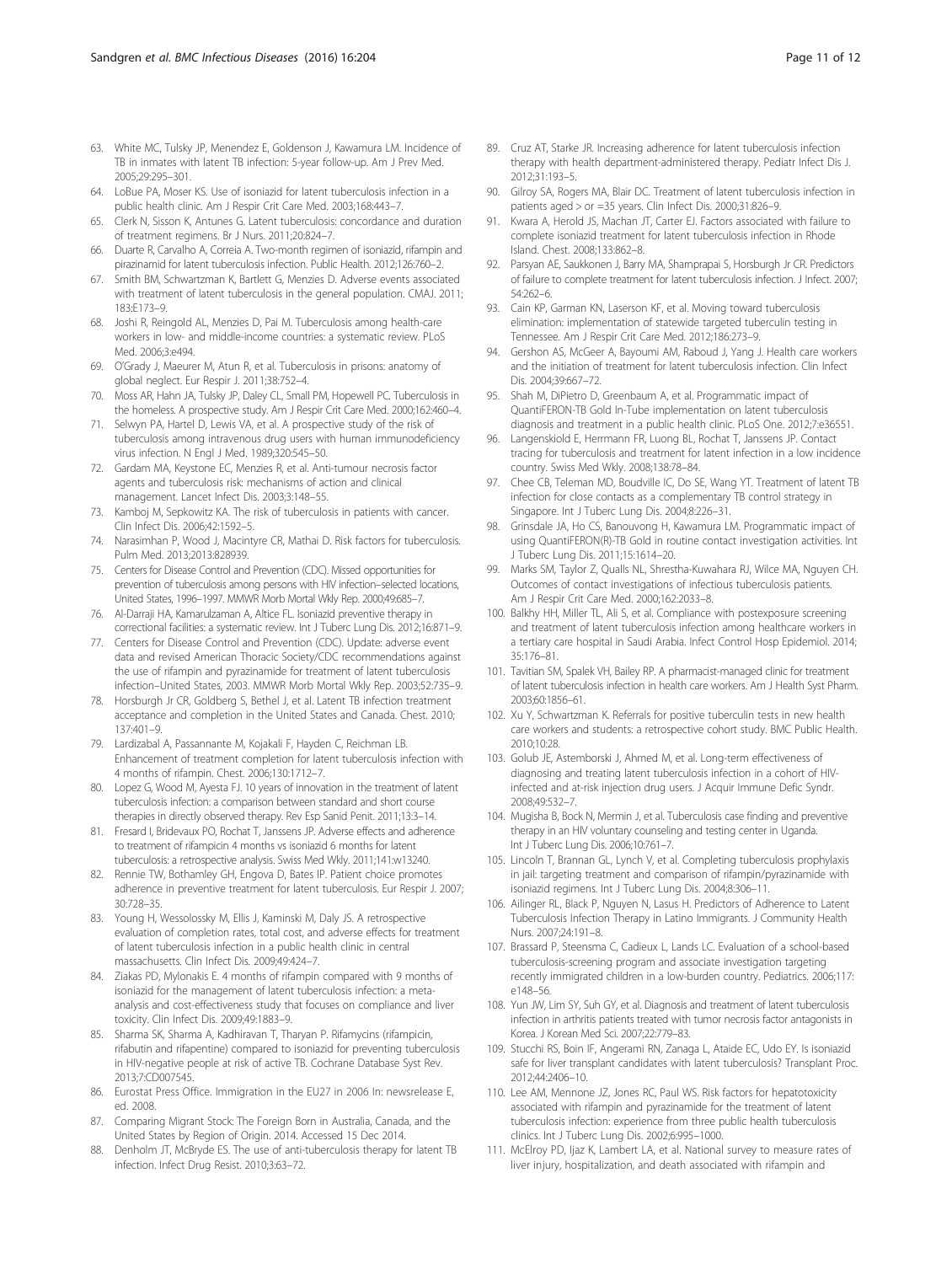63. White MC, Tulsky JP, Menendez E, Goldenson J, Kawamura LM. Incidence of TB in inmates with latent TB infection: 5-year follow-up. Am J Prev Med. 2005;29:295–301.
64. LoBue PA, Moser KS. Use of isoniazid for latent tuberculosis infection in a public health clinic. Am J Respir Crit Care Med. 2003;168:443–7.
65. Clerk N, Sisson K, Antunes G. Latent tuberculosis: concordance and duration of treatment regimens. Br J Nurs. 2011;20:824–7.
66. Duarte R, Carvalho A, Correia A. Two-month regimen of isoniazid, rifampin and pirazinamid for latent tuberculosis infection. Public Health. 2012;126:760–2.
67. Smith BM, Schwartzman K, Bartlett G, Menzies D. Adverse events associated with treatment of latent tuberculosis in the general population. CMAJ. 2011; 183:E173–9.
68. Joshi R, Reingold AL, Menzies D, Pai M. Tuberculosis among health-care workers in low- and middle-income countries: a systematic review. PLoS Med. 2006;3:e494.
69. O'Grady J, Maeurer M, Atun R, et al. Tuberculosis in prisons: anatomy of global neglect. Eur Respir J. 2011;38:752–4.
70. Moss AR, Hahn JA, Tulsky JP, Daley CL, Small PM, Hopewell PC. Tuberculosis in the homeless. A prospective study. Am J Respir Crit Care Med. 2000;162:460–4.
71. Selwyn PA, Hartel D, Lewis VA, et al. A prospective study of the risk of tuberculosis among intravenous drug users with human immunodeficiency virus infection. N Engl J Med. 1989;320:545–50.
72. Gardam MA, Keystone EC, Menzies R, et al. Anti-tumour necrosis factor agents and tuberculosis risk: mechanisms of action and clinical management. Lancet Infect Dis. 2003;3:148–55.
73. Kamboj M, Sepkowitz KA. The risk of tuberculosis in patients with cancer. Clin Infect Dis. 2006;42:1592–5.
74. Narasimhan P, Wood J, Macintyre CR, Mathai D. Risk factors for tuberculosis. Pulm Med. 2013;2013:828939.
75. Centers for Disease Control and Prevention (CDC). Missed opportunities for prevention of tuberculosis among persons with HIV infection–selected locations, United States, 1996–1997. MMWR Morb Mortal Wkly Rep. 2000;49:685–7.
76. Al-Darraji HA, Kamarulzaman A, Altice FL. Isoniazid preventive therapy in correctional facilities: a systematic review. Int J Tuberc Lung Dis. 2012;16:871–9.
77. Centers for Disease Control and Prevention (CDC). Update: adverse event data and revised American Thoracic Society/CDC recommendations against the use of rifampin and pyrazinamide for treatment of latent tuberculosis infection–United States, 2003. MMWR Morb Mortal Wkly Rep. 2003;52:735–9.
78. Horsburgh Jr CR, Goldberg S, Bethel J, et al. Latent TB infection treatment acceptance and completion in the United States and Canada. Chest. 2010; 137:401–9.
79. Lardizabal A, Passannante M, Kojakali F, Hayden C, Reichman LB. Enhancement of treatment completion for latent tuberculosis infection with 4 months of rifampin. Chest. 2006;130:1712–7.
80. Lopez G, Wood M, Ayesta FJ. 10 years of innovation in the treatment of latent tuberculosis infection: a comparison between standard and short course therapies in directly observed therapy. Rev Esp Sanid Penit. 2011;13:3–14.
81. Fresard I, Bridevaux PO, Rochat T, Janssens JP. Adverse effects and adherence to treatment of rifampicin 4 months vs isoniazid 6 months for latent tuberculosis: a retrospective analysis. Swiss Med Wkly. 2011;141:w13240.
82. Rennie TW, Bothamley GH, Engova D, Bates IP. Patient choice promotes adherence in preventive treatment for latent tuberculosis. Eur Respir J. 2007; 30:728–35.
83. Young H, Wessolossky M, Ellis J, Kaminski M, Daly JS. A retrospective evaluation of completion rates, total cost, and adverse effects for treatment of latent tuberculosis infection in a public health clinic in central massachusetts. Clin Infect Dis. 2009;49:424–7.
84. Ziakas PD, Mylonakis E. 4 months of rifampin compared with 9 months of isoniazid for the management of latent tuberculosis infection: a meta-analysis and cost-effectiveness study that focuses on compliance and liver toxicity. Clin Infect Dis. 2009;49:1883–9.
85. Sharma SK, Sharma A, Kadhiravan T, Tharyan P. Rifamycins (rifampicin, rifabutin and rifapentine) compared to isoniazid for preventing tuberculosis in HIV-negative people at risk of active TB. Cochrane Database Syst Rev. 2013;7:CD007545.
86. Eurostat Press Office. Immigration in the EU27 in 2006 In: newsrelease E, ed. 2008.
87. Comparing Migrant Stock: The Foreign Born in Australia, Canada, and the United States by Region of Origin. 2014. Accessed 15 Dec 2014.
88. Denholm JT, McBryde ES. The use of anti-tuberculosis therapy for latent TB infection. Infect Drug Resist. 2010;3:63–72.
89. Cruz AT, Starke JR. Increasing adherence for latent tuberculosis infection therapy with health department-administered therapy. Pediatr Infect Dis J. 2012;31:193–5.
90. Gilroy SA, Rogers MA, Blair DC. Treatment of latent tuberculosis infection in patients aged > or =35 years. Clin Infect Dis. 2000;31:826–9.
91. Kwara A, Herold JS, Machan JT, Carter EJ. Factors associated with failure to complete isoniazid treatment for latent tuberculosis infection in Rhode Island. Chest. 2008;133:862–8.
92. Parsyan AE, Saukkonen J, Barry MA, Sharnprapai S, Horsburgh Jr CR. Predictors of failure to complete treatment for latent tuberculosis infection. J Infect. 2007; 54:262–6.
93. Cain KP, Garman KN, Laserson KF, et al. Moving toward tuberculosis elimination: implementation of statewide targeted tuberculin testing in Tennessee. Am J Respir Crit Care Med. 2012;186:273–9.
94. Gershon AS, McGeer A, Bayoumi AM, Raboud J, Yang J. Health care workers and the initiation of treatment for latent tuberculosis infection. Clin Infect Dis. 2004;39:667–72.
95. Shah M, DiPietro D, Greenbaum A, et al. Programmatic impact of QuantiFERON-TB Gold In-Tube implementation on latent tuberculosis diagnosis and treatment in a public health clinic. PLoS One. 2012;7:e36551.
96. Langenskiold E, Herrmann FR, Luong BL, Rochat T, Janssens JP. Contact tracing for tuberculosis and treatment for latent infection in a low incidence country. Swiss Med Wkly. 2008;138:78–84.
97. Chee CB, Teleman MD, Boudville IC, Do SE, Wang YT. Treatment of latent TB infection for close contacts as a complementary TB control strategy in Singapore. Int J Tuberc Lung Dis. 2004;8:226–31.
98. Grinsdale JA, Ho CS, Banouvong H, Kawamura LM. Programmatic impact of using QuantiFERON(R)-TB Gold in routine contact investigation activities. Int J Tuberc Lung Dis. 2011;15:1614–20.
99. Marks SM, Taylor Z, Qualls NL, Shrestha-Kuwahara RJ, Wilce MA, Nguyen CH. Outcomes of contact investigations of infectious tuberculosis patients. Am J Respir Crit Care Med. 2000;162:2033–8.
100. Balkhy HH, Miller TL, Ali S, et al. Compliance with postexposure screening and treatment of latent tuberculosis infection among healthcare workers in a tertiary care hospital in Saudi Arabia. Infect Control Hosp Epidemiol. 2014; 35:176–81.
101. Tavitian SM, Spalek VH, Bailey RP. A pharmacist-managed clinic for treatment of latent tuberculosis infection in health care workers. Am J Health Syst Pharm. 2003;60:1856–61.
102. Xu Y, Schwartzman K. Referrals for positive tuberculin tests in new health care workers and students: a retrospective cohort study. BMC Public Health. 2010;10:28.
103. Golub JE, Astemborski J, Ahmed M, et al. Long-term effectiveness of diagnosing and treating latent tuberculosis infection in a cohort of HIV-infected and at-risk injection drug users. J Acquir Immune Defic Syndr. 2008;49:532–7.
104. Mugisha B, Bock N, Mermin J, et al. Tuberculosis case finding and preventive therapy in an HIV voluntary counseling and testing center in Uganda. Int J Tuberc Lung Dis. 2006;10:761–7.
105. Lincoln T, Brannan GL, Lynch V, et al. Completing tuberculosis prophylaxis in jail: targeting treatment and comparison of rifampin/pyrazinamide with isoniazid regimens. Int J Tuberc Lung Dis. 2004;8:306–11.
106. Ailinger RL, Black P, Nguyen N, Lasus H. Predictors of Adherence to Latent Tuberculosis Infection Therapy in Latino Immigrants. J Community Health Nurs. 2007;24:191–8.
107. Brassard P, Steensma C, Cadieux L, Lands LC. Evaluation of a school-based tuberculosis-screening program and associate investigation targeting recently immigrated children in a low-burden country. Pediatrics. 2006;117: e148–56.
108. Yun JW, Lim SY, Suh GY, et al. Diagnosis and treatment of latent tuberculosis infection in arthritis patients treated with tumor necrosis factor antagonists in Korea. J Korean Med Sci. 2007;22:779–83.
109. Stucchi RS, Boin IF, Angerami RN, Zanaga L, Ataide EC, Udo EY. Is isoniazid safe for liver transplant candidates with latent tuberculosis? Transplant Proc. 2012;44:2406–10.
110. Lee AM, Mennone JZ, Jones RC, Paul WS. Risk factors for hepatotoxicity associated with rifampin and pyrazinamide for the treatment of latent tuberculosis infection: experience from three public health tuberculosis clinics. Int J Tuberc Lung Dis. 2002;6:995–1000.
111. McElroy PD, Ijaz K, Lambert LA, et al. National survey to measure rates of liver injury, hospitalization, and death associated with rifampin and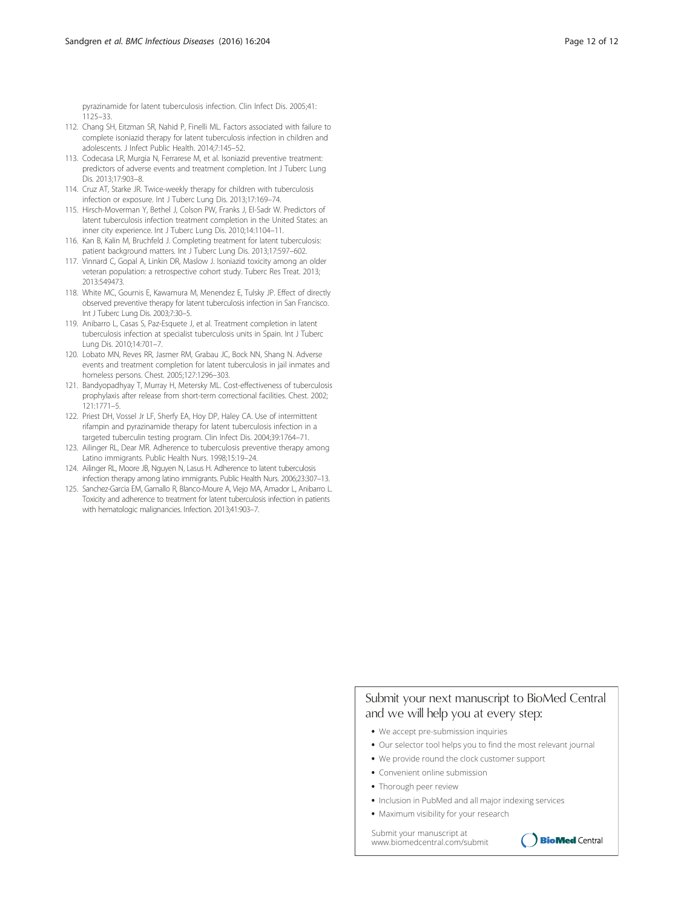pyrazinamide for latent tuberculosis infection. Clin Infect Dis. 2005;41: 1125–33.

112. Chang SH, Eitzman SR, Nahid P, Finelli ML. Factors associated with failure to complete isoniazid therapy for latent tuberculosis infection in children and adolescents. J Infect Public Health. 2014;7:145–52.
113. Codecasa LR, Murgia N, Ferrarese M, et al. Isoniazid preventive treatment: predictors of adverse events and treatment completion. Int J Tuberc Lung Dis. 2013;17:903–8.
114. Cruz AT, Starke JR. Twice-weekly therapy for children with tuberculosis infection or exposure. Int J Tuberc Lung Dis. 2013;17:169–74.
115. Hirsch-Moverman Y, Bethel J, Colson PW, Franks J, El-Sadr W. Predictors of latent tuberculosis infection treatment completion in the United States: an inner city experience. Int J Tuberc Lung Dis. 2010;14:1104–11.
116. Kan B, Kalin M, Bruchfeld J. Completing treatment for latent tuberculosis: patient background matters. Int J Tuberc Lung Dis. 2013;17:597–602.
117. Vinnard C, Gopal A, Linkin DR, Maslow J. Isoniazid toxicity among an older veteran population: a retrospective cohort study. Tuberc Res Treat. 2013; 2013:549473.
118. White MC, Gournis E, Kawamura M, Menendez E, Tulsky JP. Effect of directly observed preventive therapy for latent tuberculosis infection in San Francisco. Int J Tuberc Lung Dis. 2003;7:30–5.
119. Anibarro L, Casas S, Paz-Esquete J, et al. Treatment completion in latent tuberculosis infection at specialist tuberculosis units in Spain. Int J Tuberc Lung Dis. 2010;14:701–7.
120. Lobato MN, Reves RR, Jasmer RM, Grabau JC, Bock NN, Shang N. Adverse events and treatment completion for latent tuberculosis in jail inmates and homeless persons. Chest. 2005;127:1296–303.
121. Bandyopadhyay T, Murray H, Metersky ML. Cost-effectiveness of tuberculosis prophylaxis after release from short-term correctional facilities. Chest. 2002; 121:1771–5.
122. Priest DH, Vossel Jr LF, Sherfy EA, Hoy DP, Haley CA. Use of intermittent rifampin and pyrazinamide therapy for latent tuberculosis infection in a targeted tuberculin testing program. Clin Infect Dis. 2004;39:1764–71.
123. Ailinger RL, Dear MR. Adherence to tuberculosis preventive therapy among Latino immigrants. Public Health Nurs. 1998;15:19–24.
124. Ailinger RL, Moore JB, Nguyen N, Lasus H. Adherence to latent tuberculosis infection therapy among latino immigrants. Public Health Nurs. 2006;23:307–13.
125. Sanchez-Garcia EM, Gamallo R, Blanco-Moure A, Viejo MA, Amador L, Anibarro L. Toxicity and adherence to treatment for latent tuberculosis infection in patients with hematologic malignancies. Infection. 2013;41:903–7.

Submit your next manuscript to BioMed Central and we will help you at every step:

- We accept pre-submission inquiries
- Our selector tool helps you to find the most relevant journal
- We provide round the clock customer support
- Convenient online submission
- Thorough peer review
- Inclusion in PubMed and all major indexing services
- Maximum visibility for your research

Submit your manuscript at www.biomedcentral.com/submit

BioMed Central